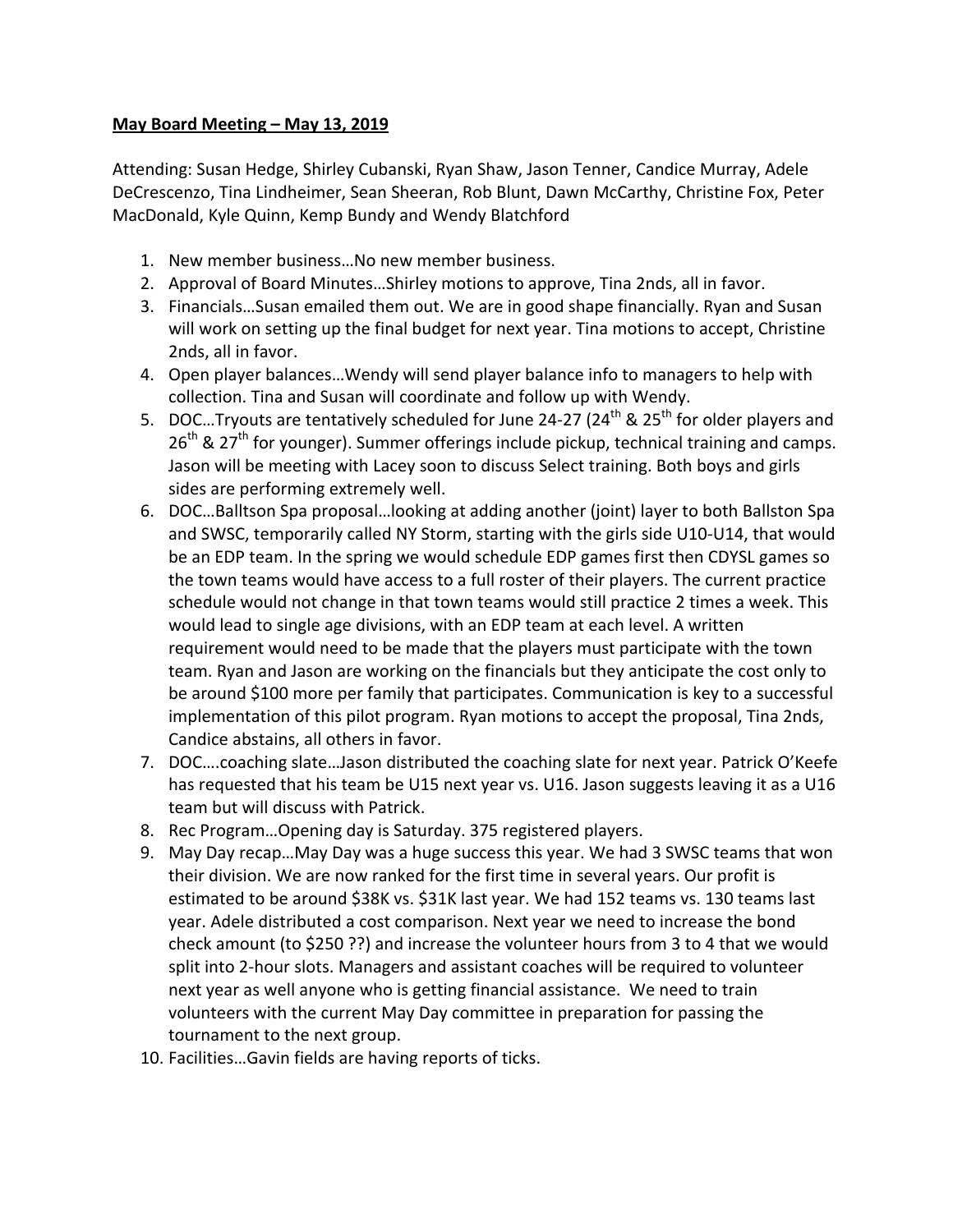**May Board Meeting – May 13, 2019**

Attending: Susan Hedge, Shirley Cubanski, Ryan Shaw, Jason Tenner, Candice Murray, Adele DeCrescenzo, Tina Lindheimer, Sean Sheeran, Rob Blunt, Dawn McCarthy, Christine Fox, Peter MacDonald, Kyle Quinn, Kemp Bundy and Wendy Blatchford

1. New member business…No new member business.
2. Approval of Board Minutes…Shirley motions to approve, Tina 2nds, all in favor.
3. Financials…Susan emailed them out. We are in good shape financially. Ryan and Susan will work on setting up the final budget for next year. Tina motions to accept, Christine 2nds, all in favor.
4. Open player balances…Wendy will send player balance info to managers to help with collection. Tina and Susan will coordinate and follow up with Wendy.
5. DOC…Tryouts are tentatively scheduled for June 24-27 (24th & 25th for older players and 26th & 27th for younger). Summer offerings include pickup, technical training and camps. Jason will be meeting with Lacey soon to discuss Select training. Both boys and girls sides are performing extremely well.
6. DOC…Balltson Spa proposal…looking at adding another (joint) layer to both Ballston Spa and SWSC, temporarily called NY Storm, starting with the girls side U10-U14, that would be an EDP team. In the spring we would schedule EDP games first then CDYSL games so the town teams would have access to a full roster of their players. The current practice schedule would not change in that town teams would still practice 2 times a week. This would lead to single age divisions, with an EDP team at each level. A written requirement would need to be made that the players must participate with the town team. Ryan and Jason are working on the financials but they anticipate the cost only to be around $100 more per family that participates. Communication is key to a successful implementation of this pilot program. Ryan motions to accept the proposal, Tina 2nds, Candice abstains, all others in favor.
7. DOC….coaching slate…Jason distributed the coaching slate for next year. Patrick O'Keefe has requested that his team be U15 next year vs. U16. Jason suggests leaving it as a U16 team but will discuss with Patrick.
8. Rec Program…Opening day is Saturday. 375 registered players.
9. May Day recap…May Day was a huge success this year. We had 3 SWSC teams that won their division. We are now ranked for the first time in several years. Our profit is estimated to be around $38K vs. $31K last year. We had 152 teams vs. 130 teams last year. Adele distributed a cost comparison. Next year we need to increase the bond check amount (to $250 ??) and increase the volunteer hours from 3 to 4 that we would split into 2-hour slots. Managers and assistant coaches will be required to volunteer next year as well anyone who is getting financial assistance. We need to train volunteers with the current May Day committee in preparation for passing the tournament to the next group.
10. Facilities…Gavin fields are having reports of ticks.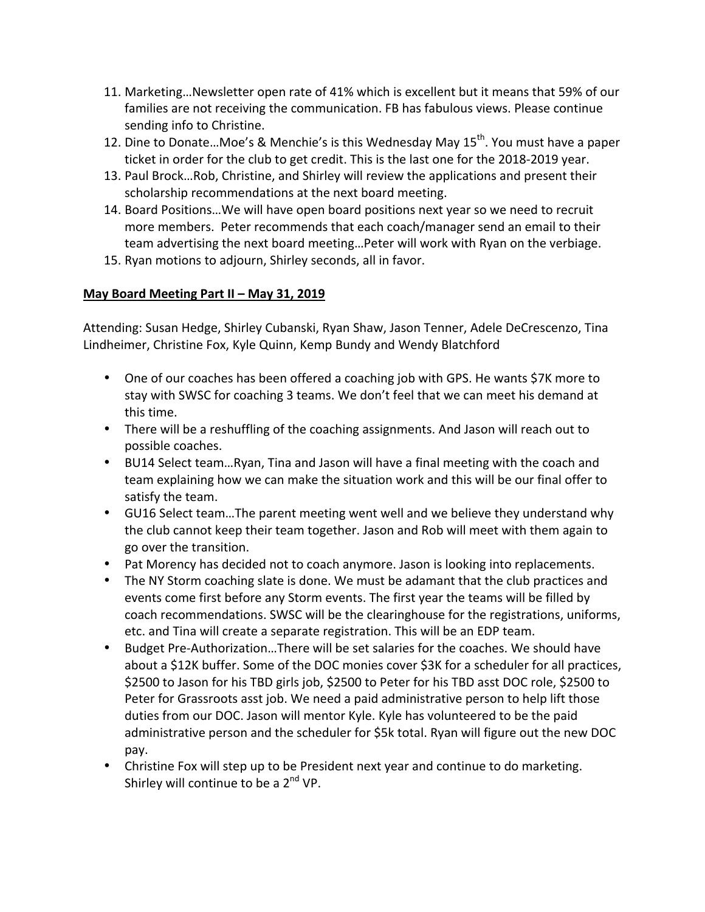11. Marketing…Newsletter open rate of 41% which is excellent but it means that 59% of our families are not receiving the communication. FB has fabulous views. Please continue sending info to Christine.
12. Dine to Donate…Moe's & Menchie's is this Wednesday May 15th. You must have a paper ticket in order for the club to get credit. This is the last one for the 2018-2019 year.
13. Paul Brock…Rob, Christine, and Shirley will review the applications and present their scholarship recommendations at the next board meeting.
14. Board Positions…We will have open board positions next year so we need to recruit more members. Peter recommends that each coach/manager send an email to their team advertising the next board meeting…Peter will work with Ryan on the verbiage.
15. Ryan motions to adjourn, Shirley seconds, all in favor.

**<u>May Board Meeting Part II – May 31, 2019</u>**

Attending: Susan Hedge, Shirley Cubanski, Ryan Shaw, Jason Tenner, Adele DeCrescenzo, Tina Lindheimer, Christine Fox, Kyle Quinn, Kemp Bundy and Wendy Blatchford

- One of our coaches has been offered a coaching job with GPS. He wants $7K more to stay with SWSC for coaching 3 teams. We don't feel that we can meet his demand at this time.
- There will be a reshuffling of the coaching assignments. And Jason will reach out to possible coaches.
- BU14 Select team…Ryan, Tina and Jason will have a final meeting with the coach and team explaining how we can make the situation work and this will be our final offer to satisfy the team.
- GU16 Select team…The parent meeting went well and we believe they understand why the club cannot keep their team together. Jason and Rob will meet with them again to go over the transition.
- Pat Morency has decided not to coach anymore. Jason is looking into replacements.
- The NY Storm coaching slate is done. We must be adamant that the club practices and events come first before any Storm events. The first year the teams will be filled by coach recommendations. SWSC will be the clearinghouse for the registrations, uniforms, etc. and Tina will create a separate registration. This will be an EDP team.
- Budget Pre-Authorization…There will be set salaries for the coaches. We should have about a $12K buffer. Some of the DOC monies cover $3K for a scheduler for all practices, $2500 to Jason for his TBD girls job, $2500 to Peter for his TBD asst DOC role, $2500 to Peter for Grassroots asst job. We need a paid administrative person to help lift those duties from our DOC. Jason will mentor Kyle. Kyle has volunteered to be the paid administrative person and the scheduler for $5k total. Ryan will figure out the new DOC pay.
- Christine Fox will step up to be President next year and continue to do marketing. Shirley will continue to be a 2nd VP.